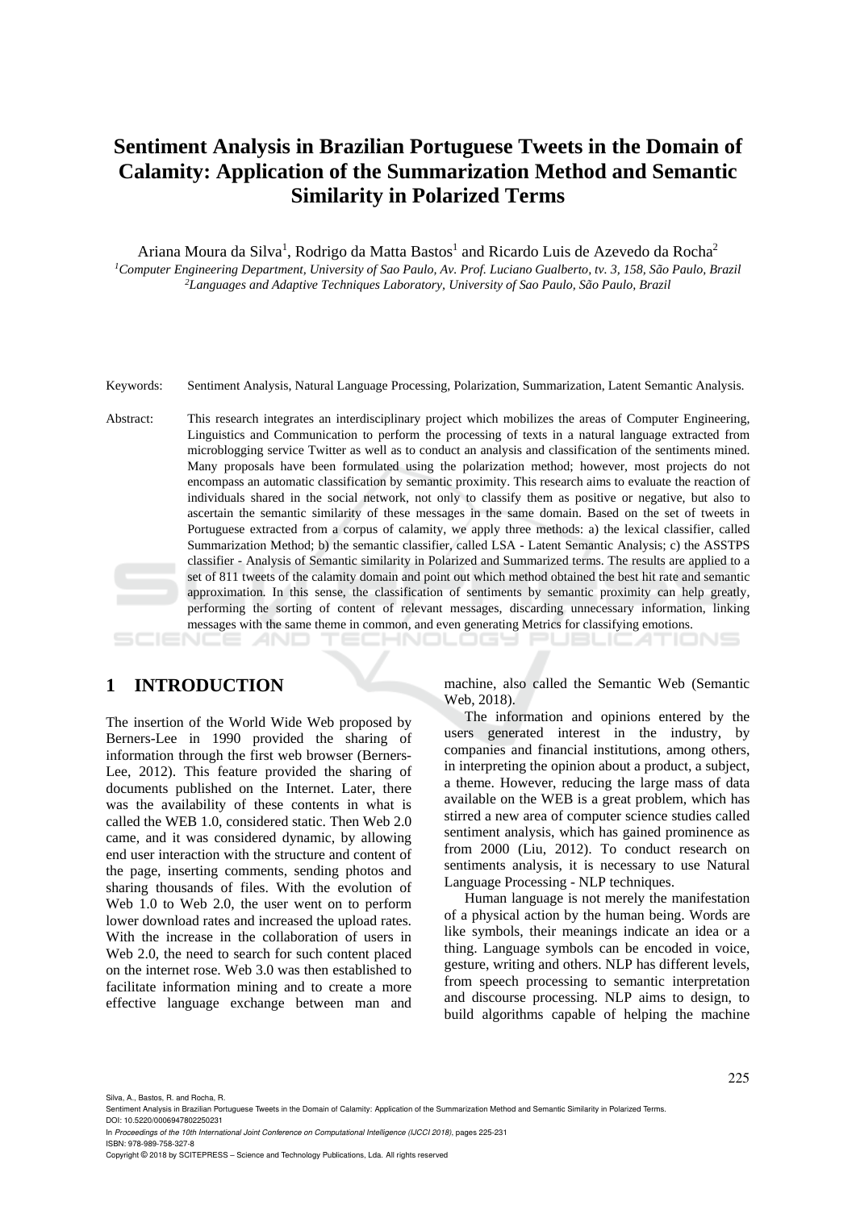# Sentiment Analysis in Brazilian Portuguese Tweets in the Domain of Calamity: Application of the Summarization Method and Semantic Similarity in Polarized Terms

Ariana Moura da Silva[1], Rodrigo da Matta Bastos[1] and Ricardo Luis de Azevedo da Rocha[2]

[1] *Computer Engineering Department, University of Sao Paulo, Av. Prof. Luciano Gualberto, tv. 3, 158, São Paulo, Brazil*
[2] *Languages and Adaptive Techniques Laboratory, University of Sao Paulo, São Paulo, Brazil*

Keywords: Sentiment Analysis, Natural Language Processing, Polarization, Summarization, Latent Semantic Analysis.

Abstract: This research integrates an interdisciplinary project which mobilizes the areas of Computer Engineering, Linguistics and Communication to perform the processing of texts in a natural language extracted from microblogging service Twitter as well as to conduct an analysis and classification of the sentiments mined. Many proposals have been formulated using the polarization method; however, most projects do not encompass an automatic classification by semantic proximity. This research aims to evaluate the reaction of individuals shared in the social network, not only to classify them as positive or negative, but also to ascertain the semantic similarity of these messages in the same domain. Based on the set of tweets in Portuguese extracted from a corpus of calamity, we apply three methods: a) the lexical classifier, called Summarization Method; b) the semantic classifier, called LSA - Latent Semantic Analysis; c) the ASSTPS classifier - Analysis of Semantic similarity in Polarized and Summarized terms. The results are applied to a set of 811 tweets of the calamity domain and point out which method obtained the best hit rate and semantic approximation. In this sense, the classification of sentiments by semantic proximity can help greatly, performing the sorting of content of relevant messages, discarding unnecessary information, linking messages with the same theme in common, and even generating Metrics for classifying emotions.

## 1 INTRODUCTION

The insertion of the World Wide Web proposed by Berners-Lee in 1990 provided the sharing of information through the first web browser (Berners-Lee, 2012). This feature provided the sharing of documents published on the Internet. Later, there was the availability of these contents in what is called the WEB 1.0, considered static. Then Web 2.0 came, and it was considered dynamic, by allowing end user interaction with the structure and content of the page, inserting comments, sending photos and sharing thousands of files. With the evolution of Web 1.0 to Web 2.0, the user went on to perform lower download rates and increased the upload rates. With the increase in the collaboration of users in Web 2.0, the need to search for such content placed on the internet rose. Web 3.0 was then established to facilitate information mining and to create a more effective language exchange between man and machine, also called the Semantic Web (Semantic Web, 2018).

The information and opinions entered by the users generated interest in the industry, by companies and financial institutions, among others, in interpreting the opinion about a product, a subject, a theme. However, reducing the large mass of data available on the WEB is a great problem, which has stirred a new area of computer science studies called sentiment analysis, which has gained prominence as from 2000 (Liu, 2012). To conduct research on sentiments analysis, it is necessary to use Natural Language Processing - NLP techniques.

Human language is not merely the manifestation of a physical action by the human being. Words are like symbols, their meanings indicate an idea or a thing. Language symbols can be encoded in voice, gesture, writing and others. NLP has different levels, from speech processing to semantic interpretation and discourse processing. NLP aims to design, to build algorithms capable of helping the machine

Silva, A., Bastos, R. and Rocha, R.
Sentiment Analysis in Brazilian Portuguese Tweets in the Domain of Calamity: Application of the Summarization Method and Semantic Similarity in Polarized Terms.
DOI: 10.5220/0006947802250231
In *Proceedings of the 10th International Joint Conference on Computational Intelligence (IJCCI 2018)*, pages 225-231
ISBN: 978-989-758-327-8
Copyright © 2018 by SCITEPRESS – Science and Technology Publications, Lda. All rights reserved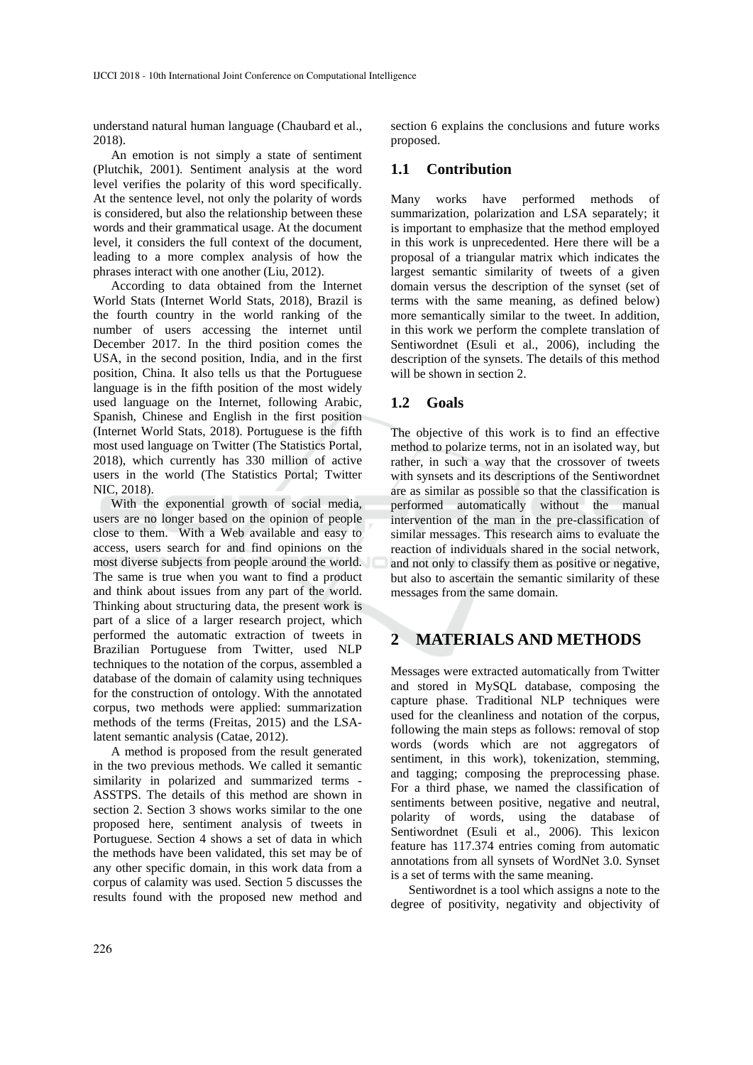understand natural human language (Chaubard et al., 2018).

An emotion is not simply a state of sentiment (Plutchik, 2001). Sentiment analysis at the word level verifies the polarity of this word specifically. At the sentence level, not only the polarity of words is considered, but also the relationship between these words and their grammatical usage. At the document level, it considers the full context of the document, leading to a more complex analysis of how the phrases interact with one another (Liu, 2012).

According to data obtained from the Internet World Stats (Internet World Stats, 2018), Brazil is the fourth country in the world ranking of the number of users accessing the internet until December 2017. In the third position comes the USA, in the second position, India, and in the first position, China. It also tells us that the Portuguese language is in the fifth position of the most widely used language on the Internet, following Arabic, Spanish, Chinese and English in the first position (Internet World Stats, 2018). Portuguese is the fifth most used language on Twitter (The Statistics Portal, 2018), which currently has 330 million of active users in the world (The Statistics Portal; Twitter NIC, 2018).

With the exponential growth of social media, users are no longer based on the opinion of people close to them. With a Web available and easy to access, users search for and find opinions on the most diverse subjects from people around the world. The same is true when you want to find a product and think about issues from any part of the world. Thinking about structuring data, the present work is part of a slice of a larger research project, which performed the automatic extraction of tweets in Brazilian Portuguese from Twitter, used NLP techniques to the notation of the corpus, assembled a database of the domain of calamity using techniques for the construction of ontology. With the annotated corpus, two methods were applied: summarization methods of the terms (Freitas, 2015) and the LSA-latent semantic analysis (Catae, 2012).

A method is proposed from the result generated in the two previous methods. We called it semantic similarity in polarized and summarized terms - ASSTPS. The details of this method are shown in section 2. Section 3 shows works similar to the one proposed here, sentiment analysis of tweets in Portuguese. Section 4 shows a set of data in which the methods have been validated, this set may be of any other specific domain, in this work data from a corpus of calamity was used. Section 5 discusses the results found with the proposed new method and section 6 explains the conclusions and future works proposed.

## 1.1 Contribution

Many works have performed methods of summarization, polarization and LSA separately; it is important to emphasize that the method employed in this work is unprecedented. Here there will be a proposal of a triangular matrix which indicates the largest semantic similarity of tweets of a given domain versus the description of the synset (set of terms with the same meaning, as defined below) more semantically similar to the tweet. In addition, in this work we perform the complete translation of Sentiwordnet (Esuli et al., 2006), including the description of the synsets. The details of this method will be shown in section 2.

## 1.2 Goals

The objective of this work is to find an effective method to polarize terms, not in an isolated way, but rather, in such a way that the crossover of tweets with synsets and its descriptions of the Sentiwordnet are as similar as possible so that the classification is performed automatically without the manual intervention of the man in the pre-classification of similar messages. This research aims to evaluate the reaction of individuals shared in the social network, and not only to classify them as positive or negative, but also to ascertain the semantic similarity of these messages from the same domain.

# 2 MATERIALS AND METHODS

Messages were extracted automatically from Twitter and stored in MySQL database, composing the capture phase. Traditional NLP techniques were used for the cleanliness and notation of the corpus, following the main steps as follows: removal of stop words (words which are not aggregators of sentiment, in this work), tokenization, stemming, and tagging; composing the preprocessing phase. For a third phase, we named the classification of sentiments between positive, negative and neutral, polarity of words, using the database of Sentiwordnet (Esuli et al., 2006). This lexicon feature has 117.374 entries coming from automatic annotations from all synsets of WordNet 3.0. Synset is a set of terms with the same meaning.

Sentiwordnet is a tool which assigns a note to the degree of positivity, negativity and objectivity of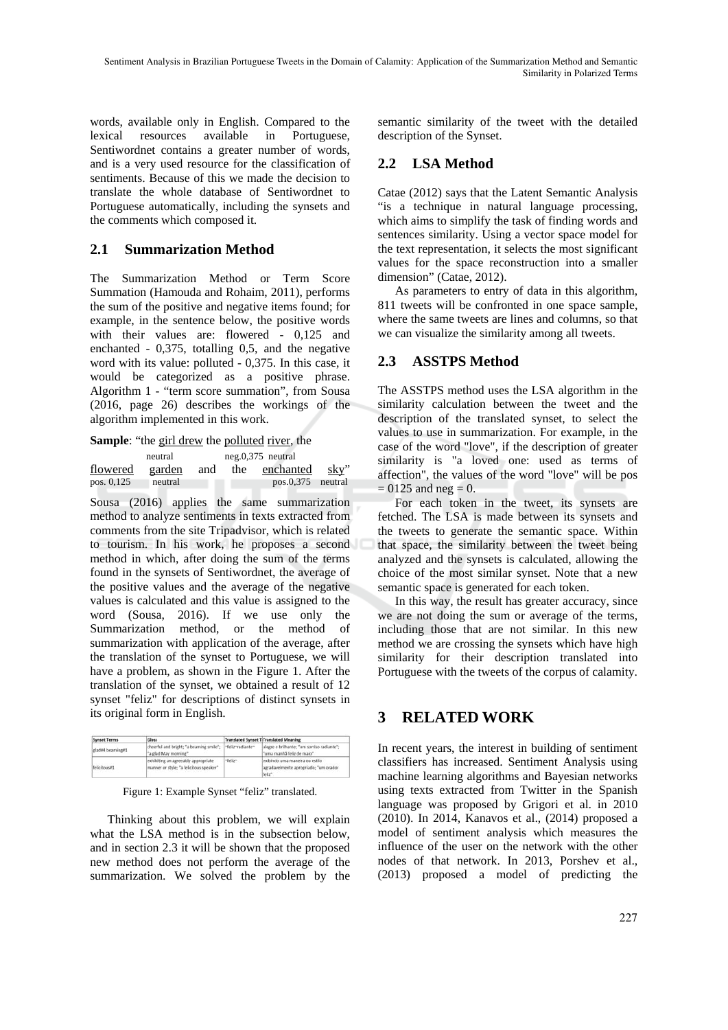words, available only in English. Compared to the lexical resources available in Portuguese, Sentiwordnet contains a greater number of words, and is a very used resource for the classification of sentiments. Because of this we made the decision to translate the whole database of Sentiwordnet to Portuguese automatically, including the synsets and the comments which composed it.

## 2.1 Summarization Method

The Summarization Method or Term Score Summation (Hamouda and Rohaim, 2011), performs the sum of the positive and negative items found; for example, in the sentence below, the positive words with their values are: flowered - 0,125 and enchanted - 0,375, totalling 0,5, and the negative word with its value: polluted - 0,375. In this case, it would be categorized as a positive phrase. Algorithm 1 - "term score summation", from Sousa (2016, page 26) describes the workings of the algorithm implemented in this work.

**Sample**: "the girl drew the polluted river, the flowered garden and the enchanted sky"

(girl drew: neutral; polluted: neg.0,375; river: neutral; flowered: pos. 0,125; garden: neutral; enchanted: pos.0,375; sky: neutral)

Sousa (2016) applies the same summarization method to analyze sentiments in texts extracted from comments from the site Tripadvisor, which is related to tourism. In his work, he proposes a second method in which, after doing the sum of the terms found in the synsets of Sentiwordnet, the average of the positive values and the average of the negative values is calculated and this value is assigned to the word (Sousa, 2016). If we use only the Summarization method, or the method of summarization with application of the average, after the translation of the synset to Portuguese, we will have a problem, as shown in the Figure 1. After the translation of the synset, we obtained a result of 12 synset "feliz" for descriptions of distinct synsets in its original form in English.

| Synset Terms | Gloss | Translated Synset T | Translated Meaning |
|---|---|---|---|
| glad#4 beaming#1 | cheerful and bright; "a beaming smile"; "a glad May morning" | "feliz"radiante" | alegre e brilhante; "um sorriso radiante"; "uma manhã feliz de maio" |
| felicitous#1 | exhibiting an agreeably appropriate manner or style; "a felicitous speaker" | "feliz" | exibindo uma maneira ou estilo agradavelmente apropriado; "um orador feliz" |

Figure 1: Example Synset "feliz" translated.

Thinking about this problem, we will explain what the LSA method is in the subsection below, and in section 2.3 it will be shown that the proposed new method does not perform the average of the summarization. We solved the problem by the semantic similarity of the tweet with the detailed description of the Synset.

## 2.2 LSA Method

Catae (2012) says that the Latent Semantic Analysis "is a technique in natural language processing, which aims to simplify the task of finding words and sentences similarity. Using a vector space model for the text representation, it selects the most significant values for the space reconstruction into a smaller dimension" (Catae, 2012).

As parameters to entry of data in this algorithm, 811 tweets will be confronted in one space sample, where the same tweets are lines and columns, so that we can visualize the similarity among all tweets.

## 2.3 ASSTPS Method

The ASSTPS method uses the LSA algorithm in the similarity calculation between the tweet and the description of the translated synset, to select the values to use in summarization. For example, in the case of the word "love", if the description of greater similarity is "a loved one: used as terms of affection", the values of the word "love" will be pos = 0125 and neg = 0.

For each token in the tweet, its synsets are fetched. The LSA is made between its synsets and the tweets to generate the semantic space. Within that space, the similarity between the tweet being analyzed and the synsets is calculated, allowing the choice of the most similar synset. Note that a new semantic space is generated for each token.

In this way, the result has greater accuracy, since we are not doing the sum or average of the terms, including those that are not similar. In this new method we are crossing the synsets which have high similarity for their description translated into Portuguese with the tweets of the corpus of calamity.

# 3 RELATED WORK

In recent years, the interest in building of sentiment classifiers has increased. Sentiment Analysis using machine learning algorithms and Bayesian networks using texts extracted from Twitter in the Spanish language was proposed by Grigori et al. in 2010 (2010). In 2014, Kanavos et al., (2014) proposed a model of sentiment analysis which measures the influence of the user on the network with the other nodes of that network. In 2013, Porshev et al., (2013) proposed a model of predicting the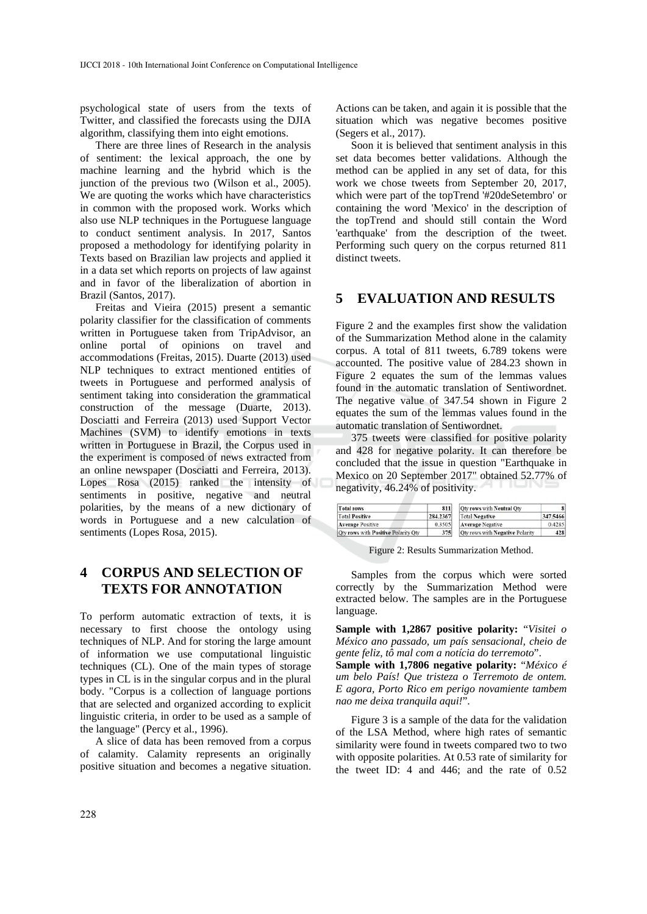psychological state of users from the texts of Twitter, and classified the forecasts using the DJIA algorithm, classifying them into eight emotions.

There are three lines of Research in the analysis of sentiment: the lexical approach, the one by machine learning and the hybrid which is the junction of the previous two (Wilson et al., 2005). We are quoting the works which have characteristics in common with the proposed work. Works which also use NLP techniques in the Portuguese language to conduct sentiment analysis. In 2017, Santos proposed a methodology for identifying polarity in Texts based on Brazilian law projects and applied it in a data set which reports on projects of law against and in favor of the liberalization of abortion in Brazil (Santos, 2017).

Freitas and Vieira (2015) present a semantic polarity classifier for the classification of comments written in Portuguese taken from TripAdvisor, an online portal of opinions on travel and accommodations (Freitas, 2015). Duarte (2013) used NLP techniques to extract mentioned entities of tweets in Portuguese and performed analysis of sentiment taking into consideration the grammatical construction of the message (Duarte, 2013). Dosciatti and Ferreira (2013) used Support Vector Machines (SVM) to identify emotions in texts written in Portuguese in Brazil, the Corpus used in the experiment is composed of news extracted from an online newspaper (Dosciatti and Ferreira, 2013). Lopes Rosa (2015) ranked the intensity of sentiments in positive, negative and neutral polarities, by the means of a new dictionary of words in Portuguese and a new calculation of sentiments (Lopes Rosa, 2015).

# 4 CORPUS AND SELECTION OF TEXTS FOR ANNOTATION

To perform automatic extraction of texts, it is necessary to first choose the ontology using techniques of NLP. And for storing the large amount of information we use computational linguistic techniques (CL). One of the main types of storage types in CL is in the singular corpus and in the plural body. "Corpus is a collection of language portions that are selected and organized according to explicit linguistic criteria, in order to be used as a sample of the language" (Percy et al., 1996).

A slice of data has been removed from a corpus of calamity. Calamity represents an originally positive situation and becomes a negative situation. Actions can be taken, and again it is possible that the situation which was negative becomes positive (Segers et al., 2017).

Soon it is believed that sentiment analysis in this set data becomes better validations. Although the method can be applied in any set of data, for this work we chose tweets from September 20, 2017, which were part of the topTrend '#20deSetembro' or containing the word 'Mexico' in the description of the topTrend and should still contain the Word 'earthquake' from the description of the tweet. Performing such query on the corpus returned 811 distinct tweets.

# 5 EVALUATION AND RESULTS

Figure 2 and the examples first show the validation of the Summarization Method alone in the calamity corpus. A total of 811 tweets, 6.789 tokens were accounted. The positive value of 284.23 shown in Figure 2 equates the sum of the lemmas values found in the automatic translation of Sentiwordnet. The negative value of 347.54 shown in Figure 2 equates the sum of the lemmas values found in the automatic translation of Sentiwordnet.

375 tweets were classified for positive polarity and 428 for negative polarity. It can therefore be concluded that the issue in question "Earthquake in Mexico on 20 September 2017" obtained 52.77% of negativity, 46.24% of positivity.

| Total rows | 811 | Qty rows with Neutral Qty | 8 |
|---|---|---|---|
| Total Positive | 284.2367 | Total Negative | 347.5466 |
| Average Positive | 0.3505 | Average Negative | 0.4285 |
| Qty rows with Positive Polarity Qty | 375 | Qty rows with Negative Polarity | 428 |

Figure 2: Results Summarization Method.

Samples from the corpus which were sorted correctly by the Summarization Method were extracted below. The samples are in the Portuguese language.

**Sample with 1,2867 positive polarity:** "*Visitei o México ano passado, um país sensacional, cheio de gente feliz, tô mal com a notícia do terremoto*".
**Sample with 1,7806 negative polarity:** "*México é um belo País! Que tristeza o Terremoto de ontem. E agora, Porto Rico em perigo novamiente tambem nao me deixa tranquila aqui!*".

Figure 3 is a sample of the data for the validation of the LSA Method, where high rates of semantic similarity were found in tweets compared two to two with opposite polarities. At 0.53 rate of similarity for the tweet ID: 4 and 446; and the rate of 0.52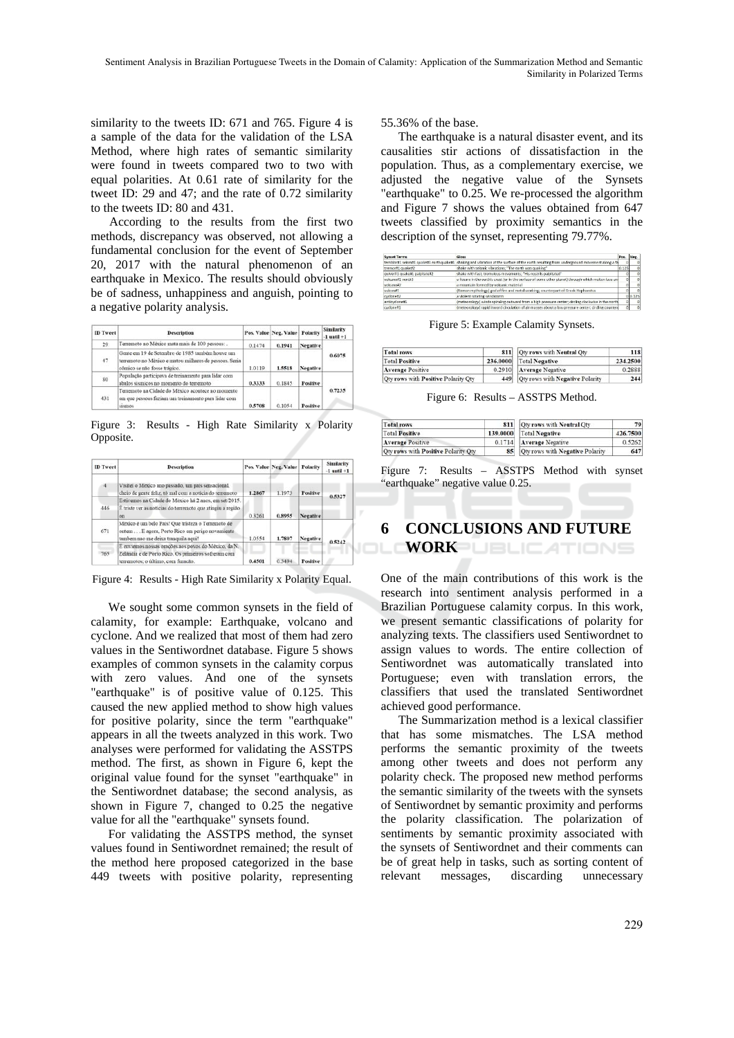similarity to the tweets ID: 671 and 765. Figure 4 is a sample of the data for the validation of the LSA Method, where high rates of semantic similarity were found in tweets compared two to two with equal polarities. At 0.61 rate of similarity for the tweet ID: 29 and 47; and the rate of 0.72 similarity to the tweets ID: 80 and 431.

According to the results from the first two methods, discrepancy was observed, not allowing a fundamental conclusion for the event of September 20, 2017 with the natural phenomenon of an earthquake in Mexico. The results should obviously be of sadness, unhappiness and anguish, pointing to a negative polarity analysis.

| ID Tweet | Description | Pos. Value | Neg. Value | Polarity | Similarity -1 until +1 |
|---|---|---|---|---|---|
| 29 | Terremoto no México mata mais de 100 pessoas: . | 0.1474 | 0.1941 | Negative | 0.6075 |
| 47 | Gente em 19 de Setembro de 1985 também houve um terremoto no México e matou milhares de pessoas. Seria cômico se não fosse trágico. | 1.0119 | 1.5518 | Negative | |
| 80 | População participava de treinamento para lidar com abalos sísmicos no momento do terremoto | 0.3333 | 0.1845 | Positive | 0.7235 |
| 431 | Terremoto na Cidade do México acontece no momento em que pessoas faziam um treinamento para lidar com sismos | 0.5708 | 0.1054 | Positive | |

Figure 3: Results - High Rate Similarity x Polarity Opposite.

| ID Tweet | Description | Pos. Value | Neg. Value | Polarity | Similarity -1 until +1 |
|---|---|---|---|---|---|
| 4 | Visitei o México ano passado, um país sensacional, cheio de gente feliz, tô mal com a notícia do terremoto | 1.2867 | 1.1973 | Positive | 0.5327 |
| 446 | Estivemos na Cidade do México há 2 anos, em set/2015. É triste ver as notícias do terremoto que atingiu a região on | 0.3261 | 0.8955 | Negative | |
| 671 | México é um belo País! Que tristeza o Terremoto de ontem . . . E agora, Porto Rico em perigo novamente também nao me deixa tranquila aqui! | 1.0554 | 1.7807 | Negative | 0.5242 |
| 765 | E enviemos nossas orações aos povos do México, da N. Zelândia e de Porto Rico. Os primeiros sofreram com terremotos, o último, com furacão. | 0.4501 | 0.3494 | Positive | |

Figure 4: Results - High Rate Similarity x Polarity Equal.

We sought some common synsets in the field of calamity, for example: Earthquake, volcano and cyclone. And we realized that most of them had zero values in the Sentiwordnet database. Figure 5 shows examples of common synsets in the calamity corpus with zero values. And one of the synsets "earthquake" is of positive value of 0.125. This caused the new applied method to show high values for positive polarity, since the term "earthquake" appears in all the tweets analyzed in this work. Two analyses were performed for validating the ASSTPS method. The first, as shown in Figure 6, kept the original value found for the synset "earthquake" in the Sentiwordnet database; the second analysis, as shown in Figure 7, changed to 0.25 the negative value for all the "earthquake" synsets found.

For validating the ASSTPS method, the synset values found in Sentiwordnet remained; the result of the method here proposed categorized in the base 449 tweets with positive polarity, representing 55.36% of the base.

The earthquake is a natural disaster event, and its causalities stir actions of dissatisfaction in the population. Thus, as a complementary exercise, we adjusted the negative value of the Synsets "earthquake" to 0.25. We re-processed the algorithm and Figure 7 shows the values obtained from 647 tweets classified by proximity semantics in the description of the synset, representing 79.77%.

| Synset Terms | Gloss | Pos. | Neg. |
|---|---|---|---|
| temblor#1 seism#1 quake#1 earthquake#1 | shaking and vibration at the surface of the earth resulting from underground movement along a fa | 0 | 0 |
| tremor#1 quake#2 | shake with seismic vibrations; "The earth was quaking" | 0.125 | 0 |
| quiver#1 quake#3 palpitate#2 | shake with fast, tremulous movements; "His nostrils palpitated" | 0 | 0 |
| volcano#1 vent#3 | a fissure in the earth's crust (or in the surface of some other planet) through which molten lava an | 0 | 0 |
| volcano#2 | a mountain formed by volcanic material | 0 | 0 |
| vulcan#1 | (Roman mythology) god of fire and metal working; counterpart of Greek Hephaestus | 0 | 0 |
| cyclone#2 | a violent rotating windstorm | 0 | 0.125 |
| anticyclone#1 | (meteorology) winds spiraling outward from a high pressure center; circling clockwise in the north | 0 | 0 |
| cyclone#1 | (meteorology) rapid inward circulation of air masses about a low pressure center; circling counterc | 0 | 0 |

Figure 5: Example Calamity Synsets.

| | | | |
|---|---|---|---|
| Total rows | 811 | Qty rows with Neutral Qty | 118 |
| Total Positive | 236.0000 | Total Negative | 234.2500 |
| Average Positive | 0.2910 | Average Negative | 0.2888 |
| Qty rows with Positive Polarity Qty | 449 | Qty rows with Negative Polarity | 244 |

Figure 6: Results – ASSTPS Method.

| | | | |
|---|---|---|---|
| Total rows | 811 | Qty rows with Neutral Qty | 79 |
| Total Positive | 139.0000 | Total Negative | 426.7500 |
| Average Positive | 0.1714 | Average Negative | 0.5262 |
| Qty rows with Positive Polarity Qty | 85 | Qty rows with Negative Polarity | 647 |

Figure 7: Results – ASSTPS Method with synset "earthquake" negative value 0.25.

## 6 CONCLUSIONS AND FUTURE WORK

One of the main contributions of this work is the research into sentiment analysis performed in a Brazilian Portuguese calamity corpus. In this work, we present semantic classifications of polarity for analyzing texts. The classifiers used Sentiwordnet to assign values to words. The entire collection of Sentiwordnet was automatically translated into Portuguese; even with translation errors, the classifiers that used the translated Sentiwordnet achieved good performance.

The Summarization method is a lexical classifier that has some mismatches. The LSA method performs the semantic proximity of the tweets among other tweets and does not perform any polarity check. The proposed new method performs the semantic similarity of the tweets with the synsets of Sentiwordnet by semantic proximity and performs the polarity classification. The polarization of sentiments by semantic proximity associated with the synsets of Sentiwordnet and their comments can be of great help in tasks, such as sorting content of relevant messages, discarding unnecessary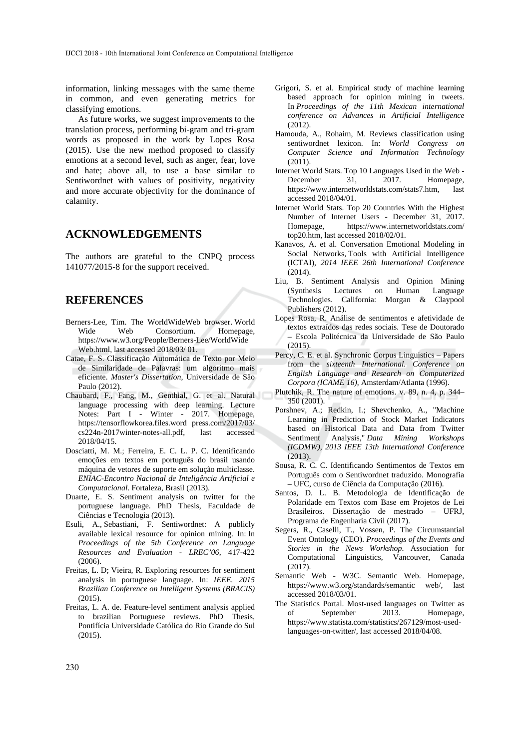information, linking messages with the same theme in common, and even generating metrics for classifying emotions.

As future works, we suggest improvements to the translation process, performing bi-gram and tri-gram words as proposed in the work by Lopes Rosa (2015). Use the new method proposed to classify emotions at a second level, such as anger, fear, love and hate; above all, to use a base similar to Sentiwordnet with values of positivity, negativity and more accurate objectivity for the dominance of calamity.

## ACKNOWLEDGEMENTS

The authors are grateful to the CNPQ process 141077/2015-8 for the support received.

## REFERENCES

Berners-Lee, Tim. The WorldWideWeb browser. World Wide Web Consortium. Homepage, https://www.w3.org/People/Berners-Lee/WorldWide Web.html, last accessed 2018/03/ 01.

Catae, F. S. Classificação Automática de Texto por Meio de Similaridade de Palavras: um algoritmo mais eficiente. *Master's Dissertation*, Universidade de São Paulo (2012).

Chaubard, F., Fang, M., Genthial, G. et al. Natural language processing with deep learning. Lecture Notes: Part I - Winter - 2017. Homepage, https://tensorflowkorea.files.word press.com/2017/03/ cs224n-2017winter-notes-all.pdf, last accessed 2018/04/15.

Dosciatti, M. M.; Ferreira, E. C. L. P. C. Identificando emoções em textos em português do brasil usando máquina de vetores de suporte em solução multiclasse. *ENIAC-Encontro Nacional de Inteligência Artificial e Computacional.* Fortaleza, Brasil (2013).

Duarte, E. S. Sentiment analysis on twitter for the portuguese language. PhD Thesis, Faculdade de Ciências e Tecnologia (2013).

Esuli, A., Sebastiani, F. Sentiwordnet: A publicly available lexical resource for opinion mining. In: In *Proceedings of the 5th Conference on Language Resources and Evaluation - LREC'06*, 417-422 (2006).

Freitas, L. D; Vieira, R. Exploring resources for sentiment analysis in portuguese language. In: *IEEE. 2015 Brazilian Conference on Intelligent Systems (BRACIS)* (2015).

Freitas, L. A. de. Feature-level sentiment analysis applied to brazilian Portuguese reviews. PhD Thesis, Pontifícia Universidade Católica do Rio Grande do Sul (2015).

Grigori, S. et al. Empirical study of machine learning based approach for opinion mining in tweets. In *Proceedings of the 11th Mexican international conference on Advances in Artificial Intelligence* (2012).

Hamouda, A., Rohaim, M. Reviews classification using sentiwordnet lexicon. In: *World Congress on Computer Science and Information Technology* (2011).

Internet World Stats. Top 10 Languages Used in the Web - December 31, 2017. Homepage, https://www.internetworldstats.com/stats7.htm, last accessed 2018/04/01.

Internet World Stats. Top 20 Countries With the Highest Number of Internet Users - December 31, 2017. Homepage, https://www.internetworldstats.com/ top20.htm, last accessed 2018/02/01.

Kanavos, A. et al. Conversation Emotional Modeling in Social Networks, Tools with Artificial Intelligence (ICTAI), *2014 IEEE 26th International Conference* (2014).

Liu, B. Sentiment Analysis and Opinion Mining (Synthesis Lectures on Human Language Technologies. California: Morgan & Claypool Publishers (2012).

Lopes Rosa, R. Análise de sentimentos e afetividade de textos extraídos das redes sociais. Tese de Doutorado – Escola Politécnica da Universidade de São Paulo (2015).

Percy, C. E. et al. Synchronic Corpus Linguistics – Papers from the *sixteenth International. Conference on English Language and Research on Computerized Corpora (ICAME 16)*, Amsterdam/Atlanta (1996).

Plutchik, R. The nature of emotions. v. 89, n. 4, p. 344–350 (2001).

Porshnev, A.; Redkin, I.; Shevchenko, A., "Machine Learning in Prediction of Stock Market Indicators based on Historical Data and Data from Twitter Sentiment Analysis," *Data Mining Workshops (ICDMW), 2013 IEEE 13th International Conference* (2013).

Sousa, R. C. C. Identificando Sentimentos de Textos em Português com o Sentiwordnet traduzido. Monografia – UFC, curso de Ciência da Computação (2016).

Santos, D. L. B. Metodologia de Identificação de Polaridade em Textos com Base em Projetos de Lei Brasileiros. Dissertação de mestrado – UFRJ, Programa de Engenharia Civil (2017).

Segers, R., Caselli, T., Vossen, P. The Circumstantial Event Ontology (CEO). *Proceedings of the Events and Stories in the News Workshop*. Association for Computational Linguistics, Vancouver, Canada (2017).

Semantic Web - W3C. Semantic Web. Homepage, https://www.w3.org/standards/semantic web/, last accessed 2018/03/01.

The Statistics Portal. Most-used languages on Twitter as of September 2013. Homepage, https://www.statista.com/statistics/267129/most-used-languages-on-twitter/, last accessed 2018/04/08.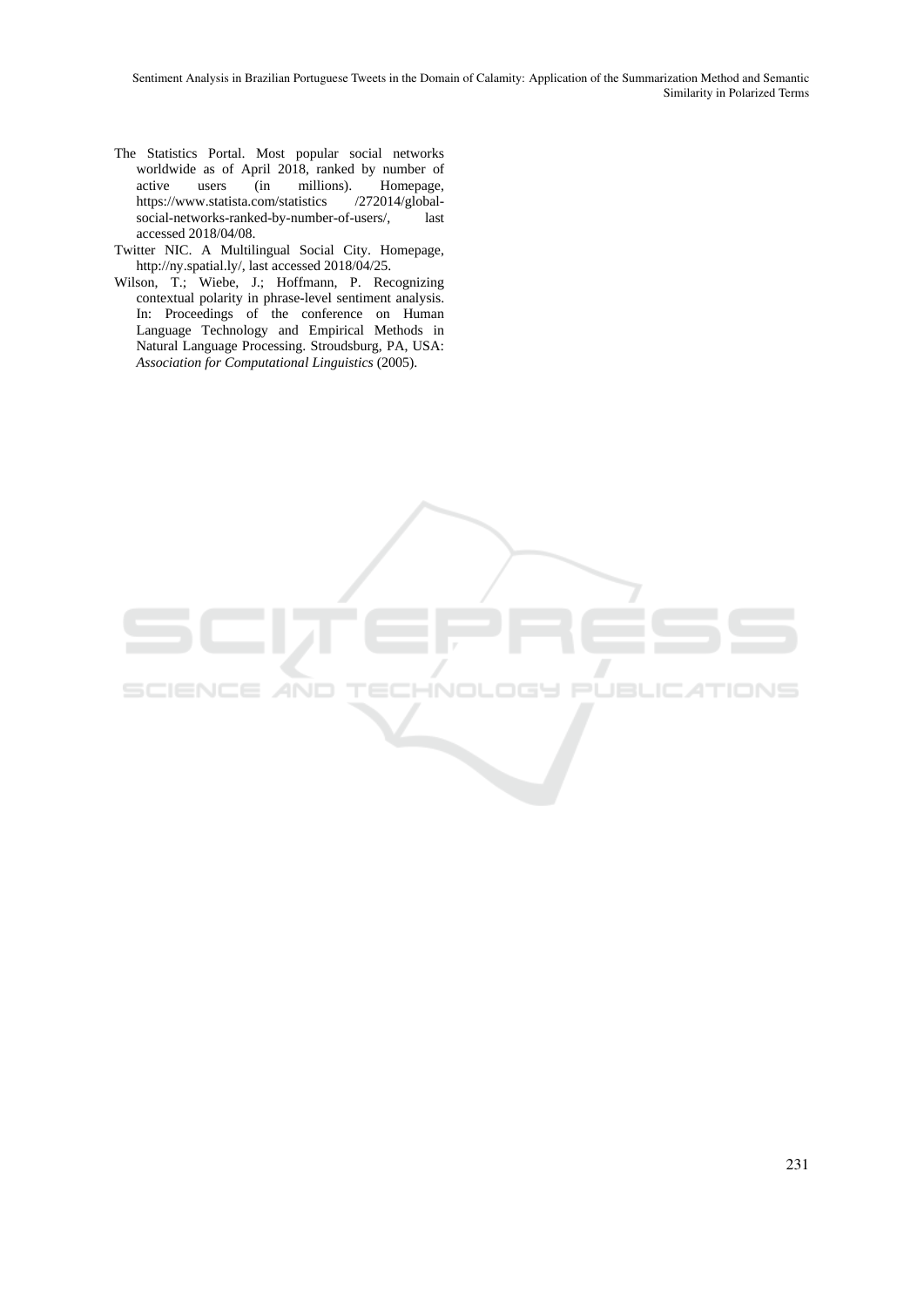The Statistics Portal. Most popular social networks worldwide as of April 2018, ranked by number of active users (in millions). Homepage, https://www.statista.com/statistics /272014/global-social-networks-ranked-by-number-of-users/, last accessed 2018/04/08.

Twitter NIC. A Multilingual Social City. Homepage, http://ny.spatial.ly/, last accessed 2018/04/25.

Wilson, T.; Wiebe, J.; Hoffmann, P. Recognizing contextual polarity in phrase-level sentiment analysis. In: Proceedings of the conference on Human Language Technology and Empirical Methods in Natural Language Processing. Stroudsburg, PA, USA: *Association for Computational Linguistics* (2005).